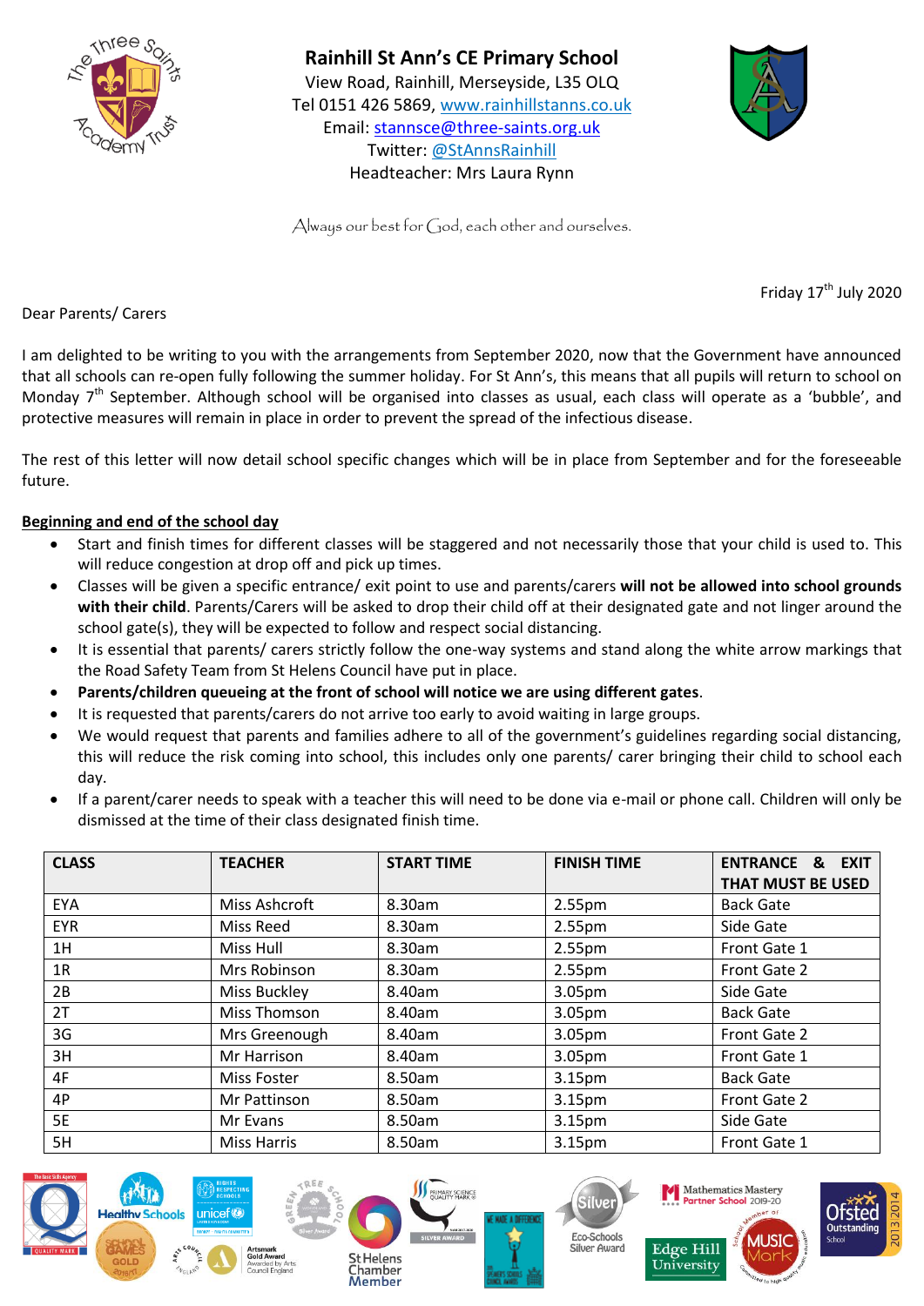# Rainhill St Ann's CE Primary School

View Road, Rainhill, Merseyside, L35 OLQ
Tel 0151 426 5869, www.rainhillstanns.co.uk
Email: stannsce@three-saints.org.uk
Twitter: @StAnnsRainhill
Headteacher: Mrs Laura Rynn

*Always our best for God, each other and ourselves.*

Friday 17th July 2020

Dear Parents/ Carers

I am delighted to be writing to you with the arrangements from September 2020, now that the Government have announced that all schools can re-open fully following the summer holiday. For St Ann's, this means that all pupils will return to school on Monday 7th September. Although school will be organised into classes as usual, each class will operate as a 'bubble', and protective measures will remain in place in order to prevent the spread of the infectious disease.

The rest of this letter will now detail school specific changes which will be in place from September and for the foreseeable future.

**Beginning and end of the school day**

- Start and finish times for different classes will be staggered and not necessarily those that your child is used to. This will reduce congestion at drop off and pick up times.
- Classes will be given a specific entrance/ exit point to use and parents/carers **will not be allowed into school grounds with their child**. Parents/Carers will be asked to drop their child off at their designated gate and not linger around the school gate(s), they will be expected to follow and respect social distancing.
- It is essential that parents/ carers strictly follow the one-way systems and stand along the white arrow markings that the Road Safety Team from St Helens Council have put in place.
- **Parents/children queueing at the front of school will notice we are using different gates**.
- It is requested that parents/carers do not arrive too early to avoid waiting in large groups.
- We would request that parents and families adhere to all of the government's guidelines regarding social distancing, this will reduce the risk coming into school, this includes only one parents/ carer bringing their child to school each day.
- If a parent/carer needs to speak with a teacher this will need to be done via e-mail or phone call. Children will only be dismissed at the time of their class designated finish time.

| CLASS | TEACHER | START TIME | FINISH TIME | ENTRANCE & EXIT THAT MUST BE USED |
|---|---|---|---|---|
| EYA | Miss Ashcroft | 8.30am | 2.55pm | Back Gate |
| EYR | Miss Reed | 8.30am | 2.55pm | Side Gate |
| 1H | Miss Hull | 8.30am | 2.55pm | Front Gate 1 |
| 1R | Mrs Robinson | 8.30am | 2.55pm | Front Gate 2 |
| 2B | Miss Buckley | 8.40am | 3.05pm | Side Gate |
| 2T | Miss Thomson | 8.40am | 3.05pm | Back Gate |
| 3G | Mrs Greenough | 8.40am | 3.05pm | Front Gate 2 |
| 3H | Mr Harrison | 8.40am | 3.05pm | Front Gate 1 |
| 4F | Miss Foster | 8.50am | 3.15pm | Back Gate |
| 4P | Mr Pattinson | 8.50am | 3.15pm | Front Gate 2 |
| 5E | Mr Evans | 8.50am | 3.15pm | Side Gate |
| 5H | Miss Harris | 8.50am | 3.15pm | Front Gate 1 |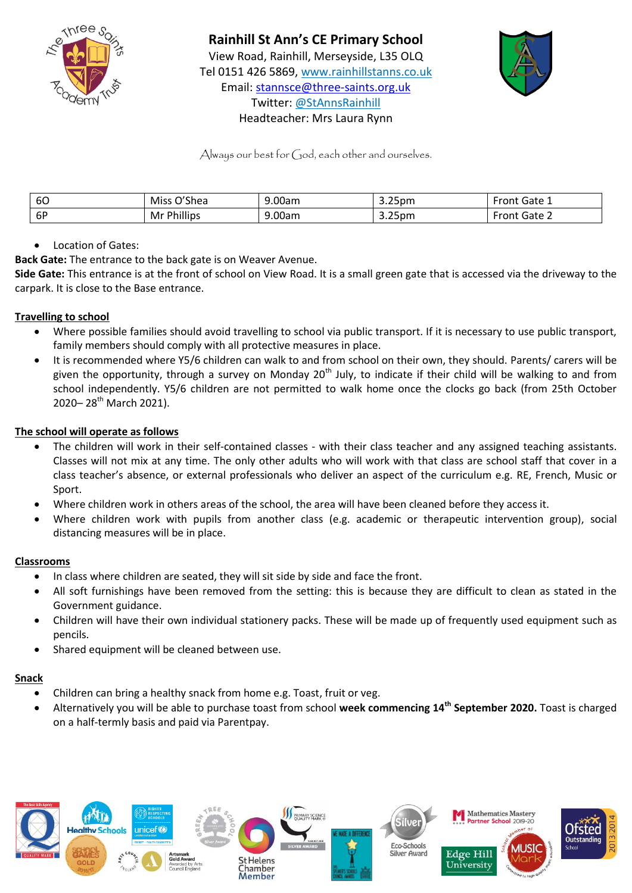**Rainhill St Ann's CE Primary School**
View Road, Rainhill, Merseyside, L35 OLQ
Tel 0151 426 5869, www.rainhillstanns.co.uk
Email: stannsce@three-saints.org.uk
Twitter: @StAnnsRainhill
Headteacher: Mrs Laura Rynn

*Always our best for God, each other and ourselves.*

| 6O | Miss O'Shea | 9.00am | 3.25pm | Front Gate 1 |
|---|---|---|---|---|
| 6P | Mr Phillips | 9.00am | 3.25pm | Front Gate 2 |

- Location of Gates:

**Back Gate:** The entrance to the back gate is on Weaver Avenue.
**Side Gate:** This entrance is at the front of school on View Road. It is a small green gate that is accessed via the driveway to the carpark. It is close to the Base entrance.

**Travelling to school**

- Where possible families should avoid travelling to school via public transport. If it is necessary to use public transport, family members should comply with all protective measures in place.
- It is recommended where Y5/6 children can walk to and from school on their own, they should. Parents/ carers will be given the opportunity, through a survey on Monday 20th July, to indicate if their child will be walking to and from school independently. Y5/6 children are not permitted to walk home once the clocks go back (from 25th October 2020– 28th March 2021).

**The school will operate as follows**

- The children will work in their self-contained classes - with their class teacher and any assigned teaching assistants. Classes will not mix at any time. The only other adults who will work with that class are school staff that cover in a class teacher's absence, or external professionals who deliver an aspect of the curriculum e.g. RE, French, Music or Sport.
- Where children work in others areas of the school, the area will have been cleaned before they access it.
- Where children work with pupils from another class (e.g. academic or therapeutic intervention group), social distancing measures will be in place.

**Classrooms**

- In class where children are seated, they will sit side by side and face the front.
- All soft furnishings have been removed from the setting: this is because they are difficult to clean as stated in the Government guidance.
- Children will have their own individual stationery packs. These will be made up of frequently used equipment such as pencils.
- Shared equipment will be cleaned between use.

**Snack**

- Children can bring a healthy snack from home e.g. Toast, fruit or veg.
- Alternatively you will be able to purchase toast from school **week commencing 14th September 2020.** Toast is charged on a half-termly basis and paid via Parentpay.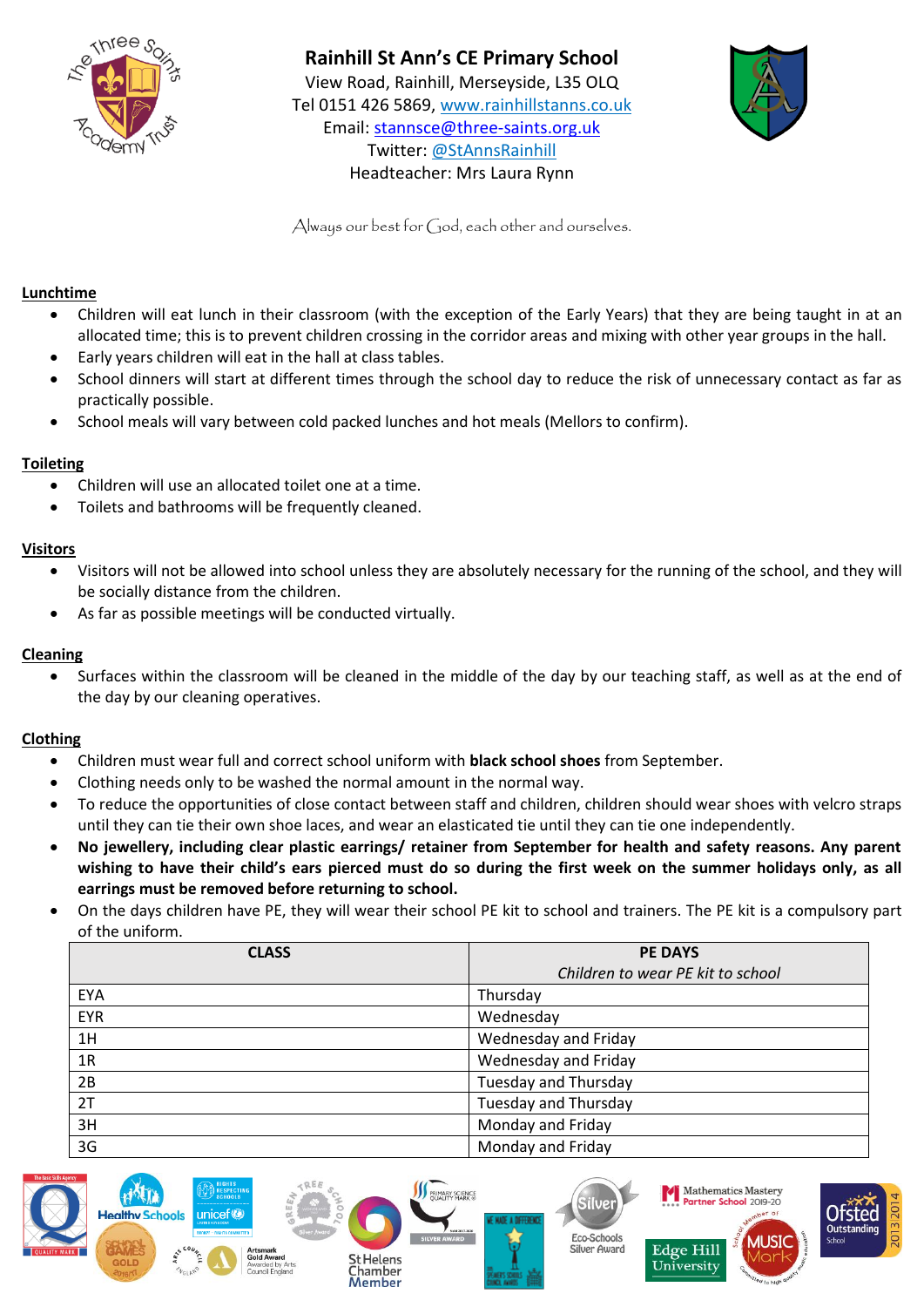**Rainhill St Ann's CE Primary School**
View Road, Rainhill, Merseyside, L35 OLQ
Tel 0151 426 5869, www.rainhillstanns.co.uk
Email: stannsce@three-saints.org.uk
Twitter: @StAnnsRainhill
Headteacher: Mrs Laura Rynn

*Always our best for God, each other and ourselves.*

**Lunchtime**

- Children will eat lunch in their classroom (with the exception of the Early Years) that they are being taught in at an allocated time; this is to prevent children crossing in the corridor areas and mixing with other year groups in the hall.
- Early years children will eat in the hall at class tables.
- School dinners will start at different times through the school day to reduce the risk of unnecessary contact as far as practically possible.
- School meals will vary between cold packed lunches and hot meals (Mellors to confirm).

**Toileting**

- Children will use an allocated toilet one at a time.
- Toilets and bathrooms will be frequently cleaned.

**Visitors**

- Visitors will not be allowed into school unless they are absolutely necessary for the running of the school, and they will be socially distance from the children.
- As far as possible meetings will be conducted virtually.

**Cleaning**

- Surfaces within the classroom will be cleaned in the middle of the day by our teaching staff, as well as at the end of the day by our cleaning operatives.

**Clothing**

- Children must wear full and correct school uniform with **black school shoes** from September.
- Clothing needs only to be washed the normal amount in the normal way.
- To reduce the opportunities of close contact between staff and children, children should wear shoes with velcro straps until they can tie their own shoe laces, and wear an elasticated tie until they can tie one independently.
- **No jewellery, including clear plastic earrings/ retainer from September for health and safety reasons. Any parent wishing to have their child's ears pierced must do so during the first week on the summer holidays only, as all earrings must be removed before returning to school.**
- On the days children have PE, they will wear their school PE kit to school and trainers. The PE kit is a compulsory part of the uniform.

| CLASS | PE DAYS<br>*Children to wear PE kit to school* |
|---|---|
| EYA | Thursday |
| EYR | Wednesday |
| 1H | Wednesday and Friday |
| 1R | Wednesday and Friday |
| 2B | Tuesday and Thursday |
| 2T | Tuesday and Thursday |
| 3H | Monday and Friday |
| 3G | Monday and Friday |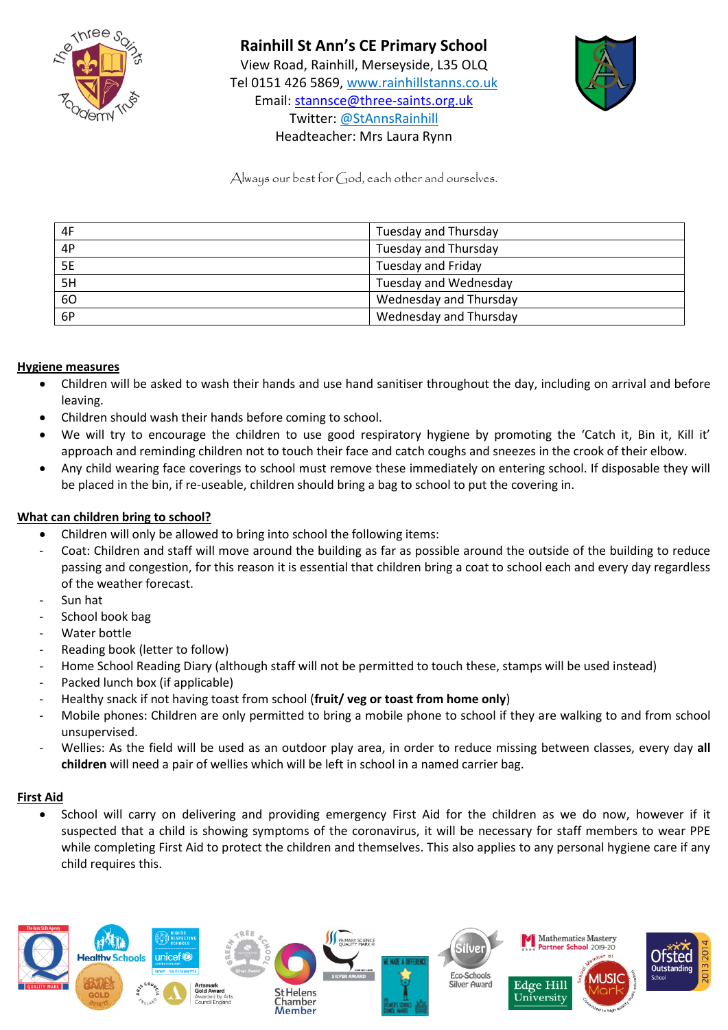**Rainhill St Ann's CE Primary School**
View Road, Rainhill, Merseyside, L35 OLQ
Tel 0151 426 5869, www.rainhillstanns.co.uk
Email: stannsce@three-saints.org.uk
Twitter: @StAnnsRainhill
Headteacher: Mrs Laura Rynn

*Always our best for God, each other and ourselves.*

| | |
|---|---|
| 4F | Tuesday and Thursday |
| 4P | Tuesday and Thursday |
| 5E | Tuesday and Friday |
| 5H | Tuesday and Wednesday |
| 6O | Wednesday and Thursday |
| 6P | Wednesday and Thursday |

**Hygiene measures**

- Children will be asked to wash their hands and use hand sanitiser throughout the day, including on arrival and before leaving.
- Children should wash their hands before coming to school.
- We will try to encourage the children to use good respiratory hygiene by promoting the 'Catch it, Bin it, Kill it' approach and reminding children not to touch their face and catch coughs and sneezes in the crook of their elbow.
- Any child wearing face coverings to school must remove these immediately on entering school. If disposable they will be placed in the bin, if re-useable, children should bring a bag to school to put the covering in.

**What can children bring to school?**

- Children will only be allowed to bring into school the following items:
  - Coat: Children and staff will move around the building as far as possible around the outside of the building to reduce passing and congestion, for this reason it is essential that children bring a coat to school each and every day regardless of the weather forecast.
  - Sun hat
  - School book bag
  - Water bottle
  - Reading book (letter to follow)
  - Home School Reading Diary (although staff will not be permitted to touch these, stamps will be used instead)
  - Packed lunch box (if applicable)
  - Healthy snack if not having toast from school (**fruit/ veg or toast from home only**)
  - Mobile phones: Children are only permitted to bring a mobile phone to school if they are walking to and from school unsupervised.
  - Wellies: As the field will be used as an outdoor play area, in order to reduce missing between classes, every day **all children** will need a pair of wellies which will be left in school in a named carrier bag.

**First Aid**

- School will carry on delivering and providing emergency First Aid for the children as we do now, however if it suspected that a child is showing symptoms of the coronavirus, it will be necessary for staff members to wear PPE while completing First Aid to protect the children and themselves. This also applies to any personal hygiene care if any child requires this.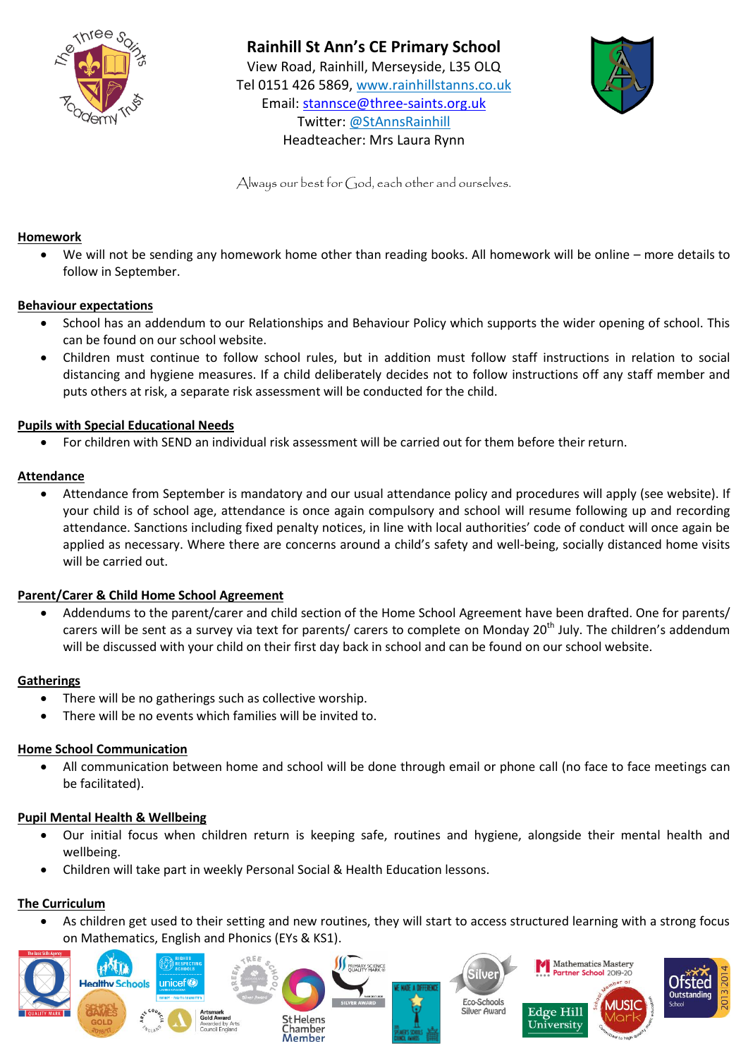**Rainhill St Ann's CE Primary School**
View Road, Rainhill, Merseyside, L35 OLQ
Tel 0151 426 5869, www.rainhillstanns.co.uk
Email: stannsce@three-saints.org.uk
Twitter: @StAnnsRainhill
Headteacher: Mrs Laura Rynn

*Always our best for God, each other and ourselves.*

**Homework**

- We will not be sending any homework home other than reading books. All homework will be online – more details to follow in September.

**Behaviour expectations**

- School has an addendum to our Relationships and Behaviour Policy which supports the wider opening of school. This can be found on our school website.
- Children must continue to follow school rules, but in addition must follow staff instructions in relation to social distancing and hygiene measures. If a child deliberately decides not to follow instructions off any staff member and puts others at risk, a separate risk assessment will be conducted for the child.

**Pupils with Special Educational Needs**

- For children with SEND an individual risk assessment will be carried out for them before their return.

**Attendance**

- Attendance from September is mandatory and our usual attendance policy and procedures will apply (see website). If your child is of school age, attendance is once again compulsory and school will resume following up and recording attendance. Sanctions including fixed penalty notices, in line with local authorities' code of conduct will once again be applied as necessary. Where there are concerns around a child's safety and well-being, socially distanced home visits will be carried out.

**Parent/Carer & Child Home School Agreement**

- Addendums to the parent/carer and child section of the Home School Agreement have been drafted. One for parents/ carers will be sent as a survey via text for parents/ carers to complete on Monday 20th July. The children's addendum will be discussed with your child on their first day back in school and can be found on our school website.

**Gatherings**

- There will be no gatherings such as collective worship.
- There will be no events which families will be invited to.

**Home School Communication**

- All communication between home and school will be done through email or phone call (no face to face meetings can be facilitated).

**Pupil Mental Health & Wellbeing**

- Our initial focus when children return is keeping safe, routines and hygiene, alongside their mental health and wellbeing.
- Children will take part in weekly Personal Social & Health Education lessons.

**The Curriculum**

- As children get used to their setting and new routines, they will start to access structured learning with a strong focus on Mathematics, English and Phonics (EYs & KS1).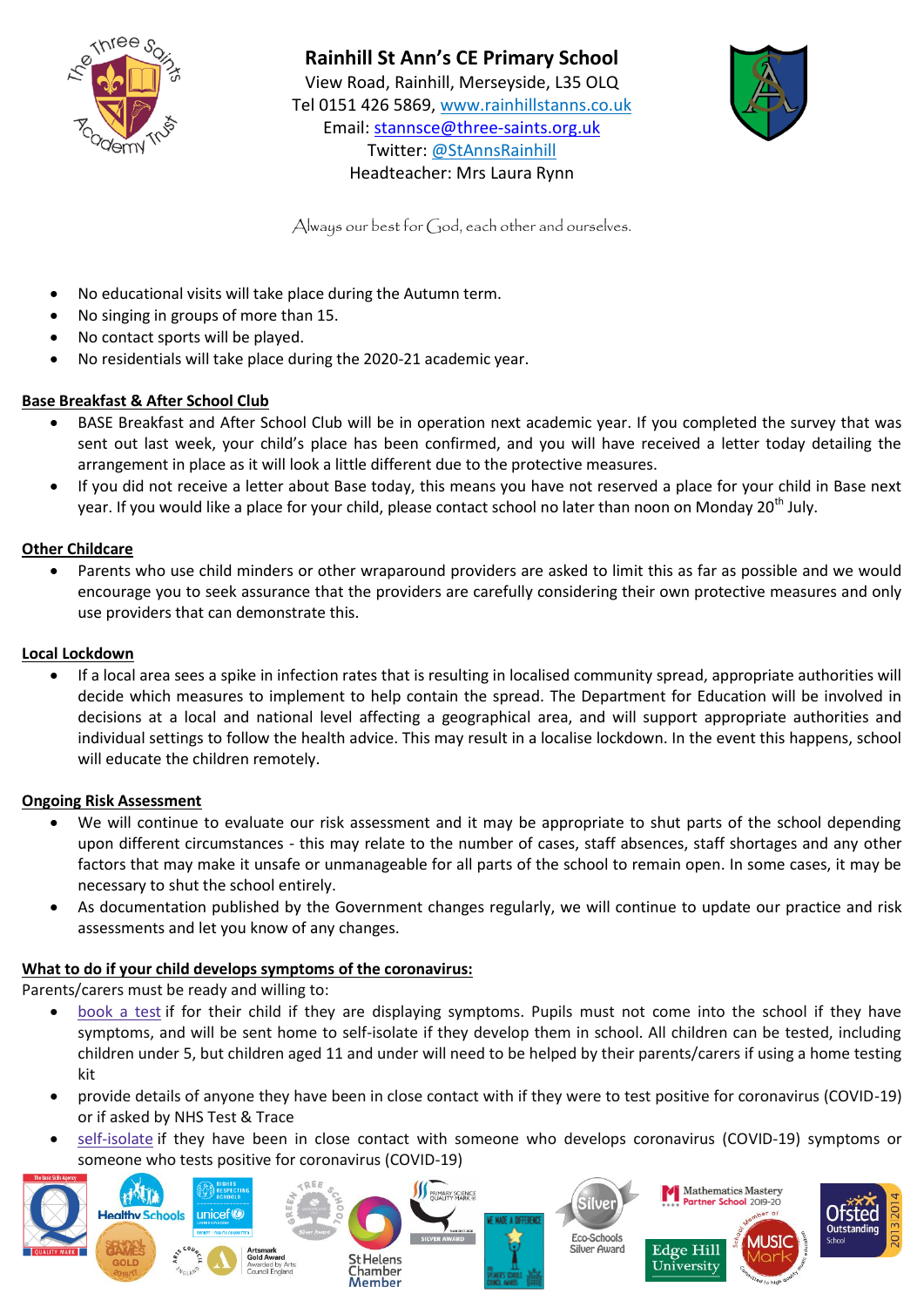**Rainhill St Ann's CE Primary School**
View Road, Rainhill, Merseyside, L35 OLQ
Tel 0151 426 5869, www.rainhillstanns.co.uk
Email: stannsce@three-saints.org.uk
Twitter: @StAnnsRainhill
Headteacher: Mrs Laura Rynn

Always our best for God, each other and ourselves.

- No educational visits will take place during the Autumn term.
- No singing in groups of more than 15.
- No contact sports will be played.
- No residentials will take place during the 2020-21 academic year.

**Base Breakfast & After School Club**

- BASE Breakfast and After School Club will be in operation next academic year. If you completed the survey that was sent out last week, your child's place has been confirmed, and you will have received a letter today detailing the arrangement in place as it will look a little different due to the protective measures.
- If you did not receive a letter about Base today, this means you have not reserved a place for your child in Base next year. If you would like a place for your child, please contact school no later than noon on Monday 20th July.

**Other Childcare**

- Parents who use child minders or other wraparound providers are asked to limit this as far as possible and we would encourage you to seek assurance that the providers are carefully considering their own protective measures and only use providers that can demonstrate this.

**Local Lockdown**

- If a local area sees a spike in infection rates that is resulting in localised community spread, appropriate authorities will decide which measures to implement to help contain the spread. The Department for Education will be involved in decisions at a local and national level affecting a geographical area, and will support appropriate authorities and individual settings to follow the health advice. This may result in a localise lockdown. In the event this happens, school will educate the children remotely.

**Ongoing Risk Assessment**

- We will continue to evaluate our risk assessment and it may be appropriate to shut parts of the school depending upon different circumstances - this may relate to the number of cases, staff absences, staff shortages and any other factors that may make it unsafe or unmanageable for all parts of the school to remain open. In some cases, it may be necessary to shut the school entirely.
- As documentation published by the Government changes regularly, we will continue to update our practice and risk assessments and let you know of any changes.

**What to do if your child develops symptoms of the coronavirus:**

Parents/carers must be ready and willing to:

- book a test if for their child if they are displaying symptoms. Pupils must not come into the school if they have symptoms, and will be sent home to self-isolate if they develop them in school. All children can be tested, including children under 5, but children aged 11 and under will need to be helped by their parents/carers if using a home testing kit
- provide details of anyone they have been in close contact with if they were to test positive for coronavirus (COVID-19) or if asked by NHS Test & Trace
- self-isolate if they have been in close contact with someone who develops coronavirus (COVID-19) symptoms or someone who tests positive for coronavirus (COVID-19)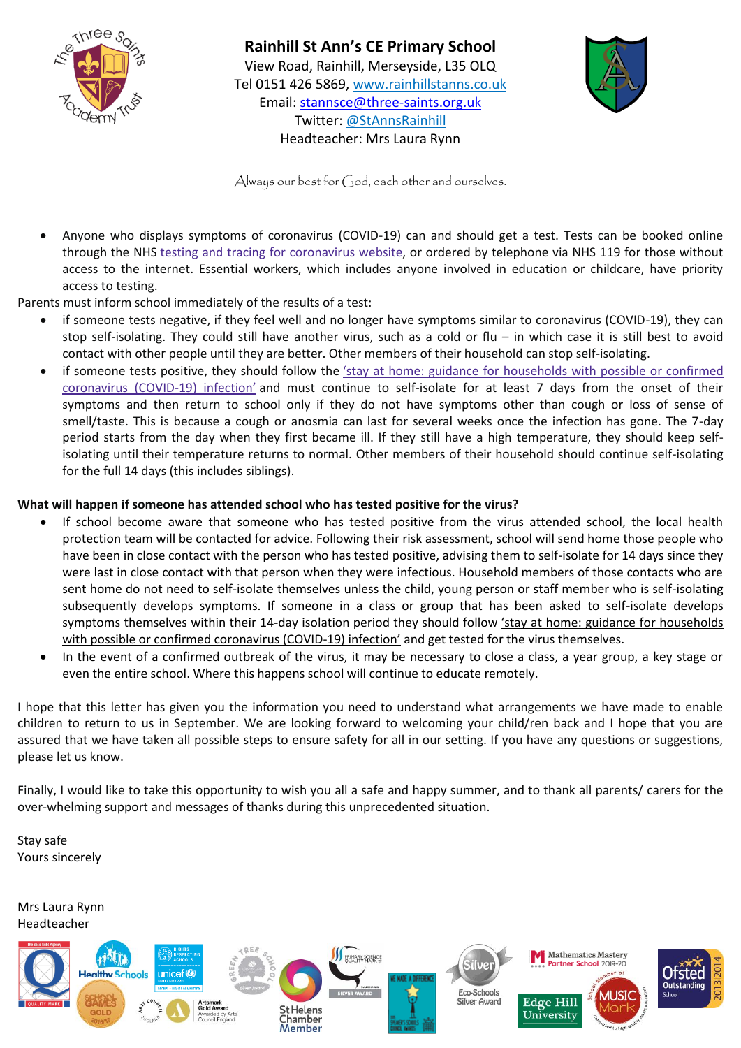**Rainhill St Ann's CE Primary School**
View Road, Rainhill, Merseyside, L35 OLQ
Tel 0151 426 5869, www.rainhillstanns.co.uk
Email: stannsce@three-saints.org.uk
Twitter: @StAnnsRainhill
Headteacher: Mrs Laura Rynn

*Always our best for God, each other and ourselves.*

- Anyone who displays symptoms of coronavirus (COVID-19) can and should get a test. Tests can be booked online through the NHS testing and tracing for coronavirus website, or ordered by telephone via NHS 119 for those without access to the internet. Essential workers, which includes anyone involved in education or childcare, have priority access to testing.

Parents must inform school immediately of the results of a test:

- if someone tests negative, if they feel well and no longer have symptoms similar to coronavirus (COVID-19), they can stop self-isolating. They could still have another virus, such as a cold or flu – in which case it is still best to avoid contact with other people until they are better. Other members of their household can stop self-isolating.
- if someone tests positive, they should follow the 'stay at home: guidance for households with possible or confirmed coronavirus (COVID-19) infection' and must continue to self-isolate for at least 7 days from the onset of their symptoms and then return to school only if they do not have symptoms other than cough or loss of sense of smell/taste. This is because a cough or anosmia can last for several weeks once the infection has gone. The 7-day period starts from the day when they first became ill. If they still have a high temperature, they should keep self-isolating until their temperature returns to normal. Other members of their household should continue self-isolating for the full 14 days (this includes siblings).

**What will happen if someone has attended school who has tested positive for the virus?**

- If school become aware that someone who has tested positive from the virus attended school, the local health protection team will be contacted for advice. Following their risk assessment, school will send home those people who have been in close contact with the person who has tested positive, advising them to self-isolate for 14 days since they were last in close contact with that person when they were infectious. Household members of those contacts who are sent home do not need to self-isolate themselves unless the child, young person or staff member who is self-isolating subsequently develops symptoms. If someone in a class or group that has been asked to self-isolate develops symptoms themselves within their 14-day isolation period they should follow 'stay at home: guidance for households with possible or confirmed coronavirus (COVID-19) infection' and get tested for the virus themselves.
- In the event of a confirmed outbreak of the virus, it may be necessary to close a class, a year group, a key stage or even the entire school. Where this happens school will continue to educate remotely.

I hope that this letter has given you the information you need to understand what arrangements we have made to enable children to return to us in September. We are looking forward to welcoming your child/ren back and I hope that you are assured that we have taken all possible steps to ensure safety for all in our setting. If you have any questions or suggestions, please let us know.

Finally, I would like to take this opportunity to wish you all a safe and happy summer, and to thank all parents/ carers for the over-whelming support and messages of thanks during this unprecedented situation.

Stay safe
Yours sincerely

Mrs Laura Rynn
Headteacher